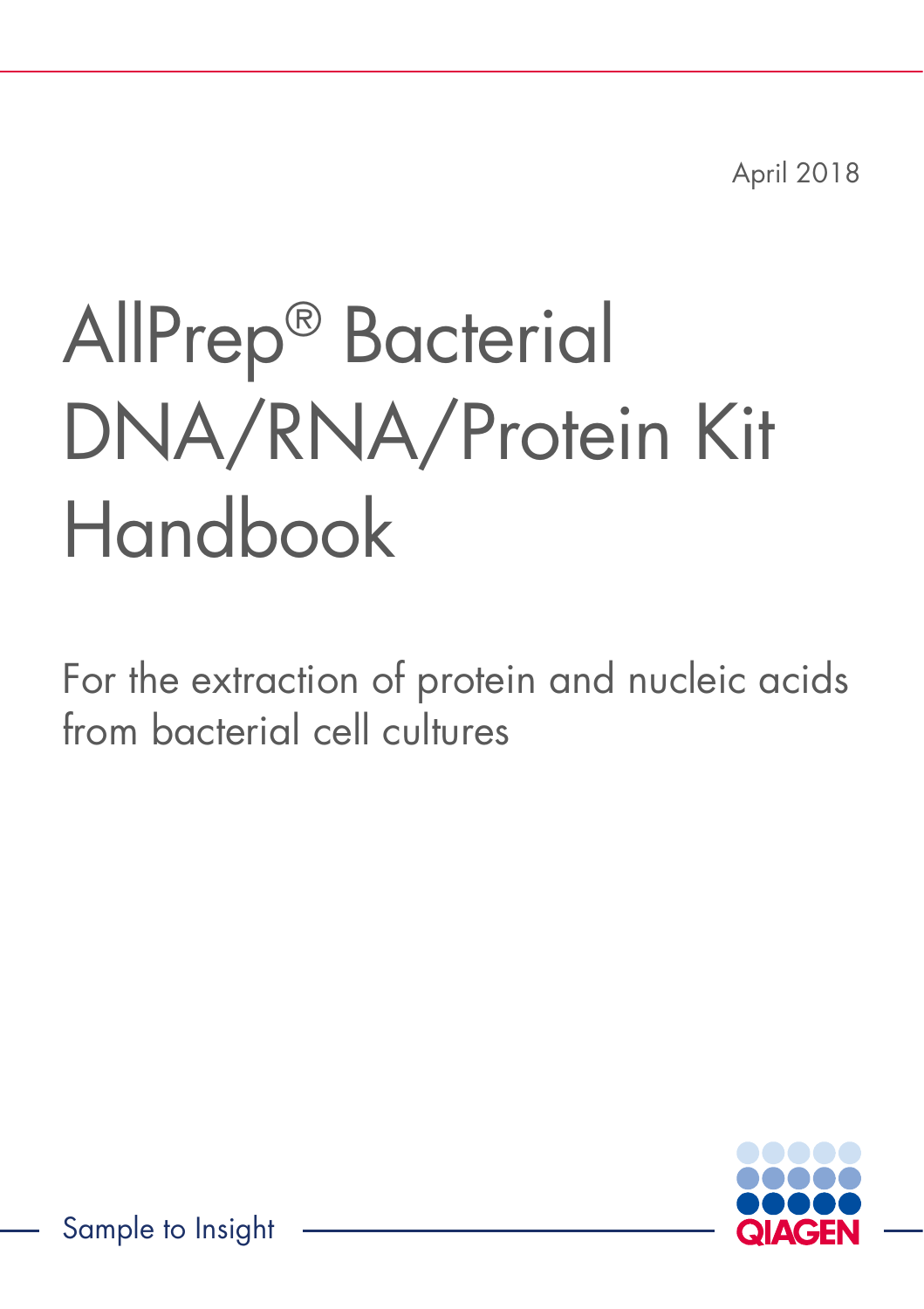April 2018

# AllPrep® Bacterial DNA/RNA/Protein Kit Handbook

For the extraction of protein and nucleic acids from bacterial cell cultures

Sample to Insight

QIAGEN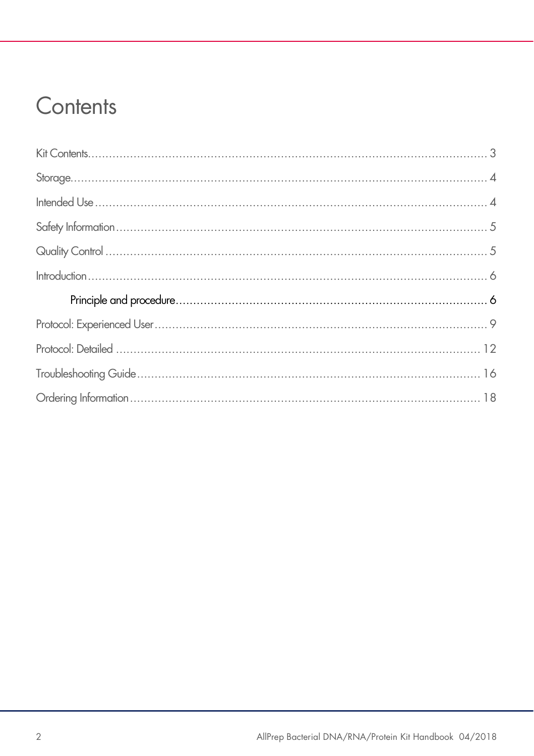# Contents

Kit Contents ........................................................................................................ 3

Storage ............................................................................................................... 4

Intended Use ....................................................................................................... 4

Safety Information ................................................................................................ 5

Quality Control .................................................................................................... 5

Introduction ......................................................................................................... 6

- Principle and procedure ................................................................................. 6

Protocol: Experienced User ................................................................................... 9

Protocol: Detailed ............................................................................................... 12

Troubleshooting Guide ........................................................................................ 16

Ordering Information .......................................................................................... 18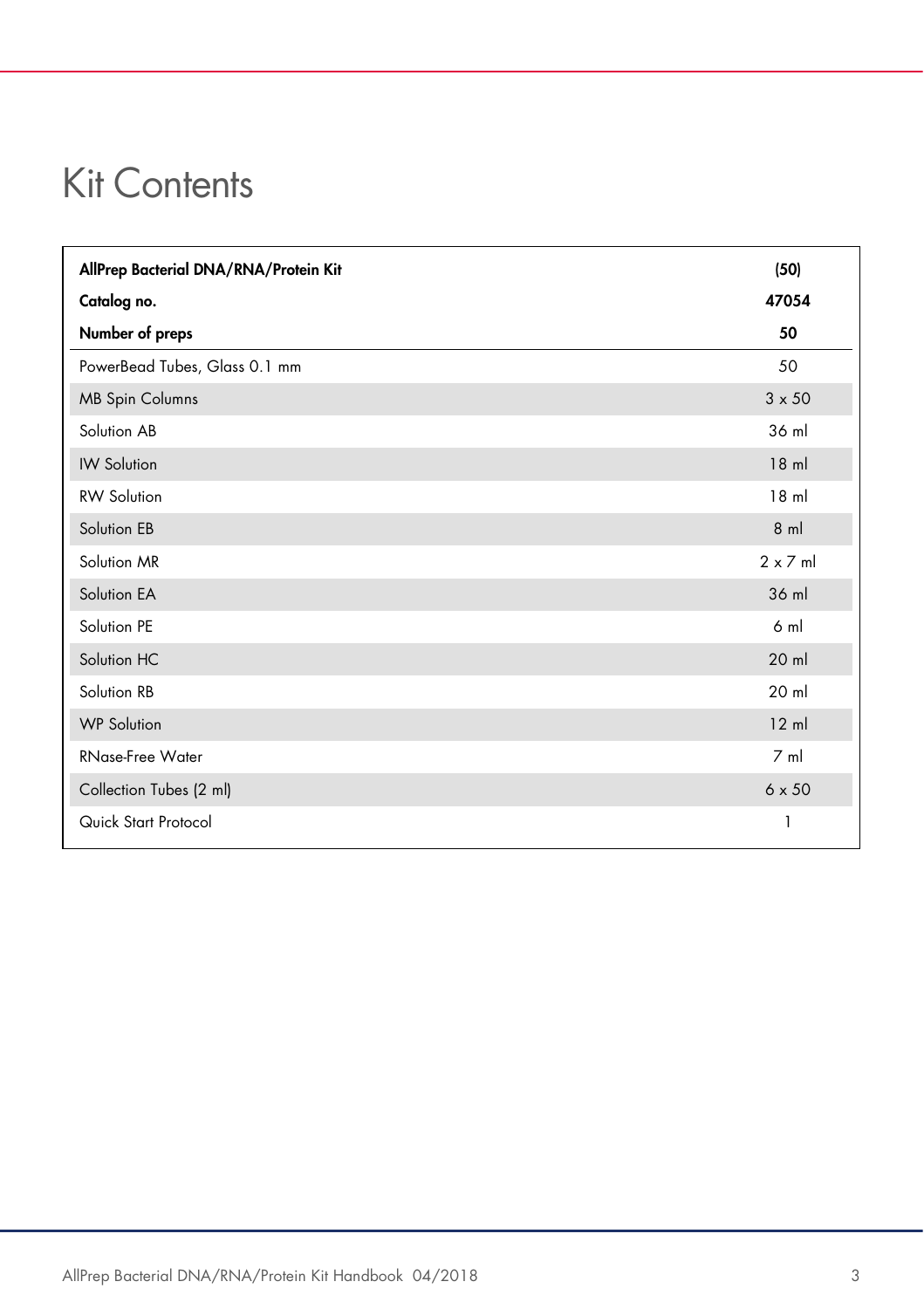# Kit Contents

| AllPrep Bacterial DNA/RNA/Protein Kit | (50) |
|---|---|
| **Catalog no.** | **47054** |
| **Number of preps** | **50** |
| PowerBead Tubes, Glass 0.1 mm | 50 |
| MB Spin Columns | 3 x 50 |
| Solution AB | 36 ml |
| IW Solution | 18 ml |
| RW Solution | 18 ml |
| Solution EB | 8 ml |
| Solution MR | 2 x 7 ml |
| Solution EA | 36 ml |
| Solution PE | 6 ml |
| Solution HC | 20 ml |
| Solution RB | 20 ml |
| WP Solution | 12 ml |
| RNase-Free Water | 7 ml |
| Collection Tubes (2 ml) | 6 x 50 |
| Quick Start Protocol | 1 |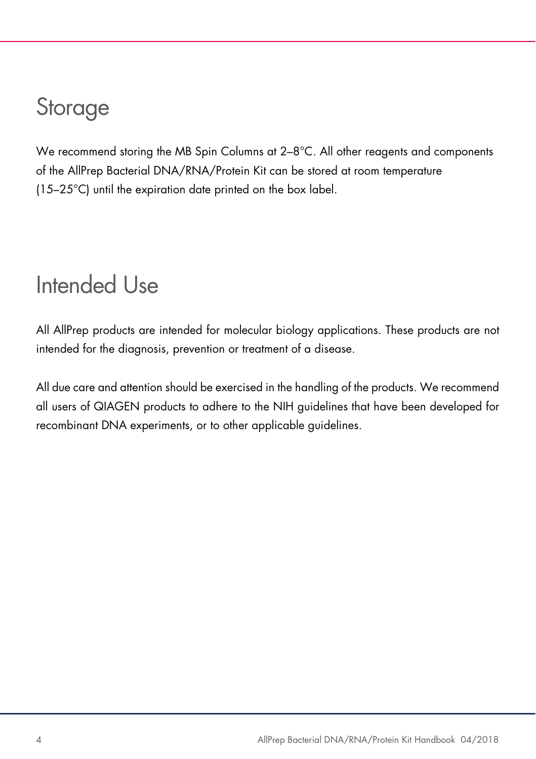# Storage

We recommend storing the MB Spin Columns at 2–8°C. All other reagents and components of the AllPrep Bacterial DNA/RNA/Protein Kit can be stored at room temperature (15–25°C) until the expiration date printed on the box label.

# Intended Use

All AllPrep products are intended for molecular biology applications. These products are not intended for the diagnosis, prevention or treatment of a disease.

All due care and attention should be exercised in the handling of the products. We recommend all users of QIAGEN products to adhere to the NIH guidelines that have been developed for recombinant DNA experiments, or to other applicable guidelines.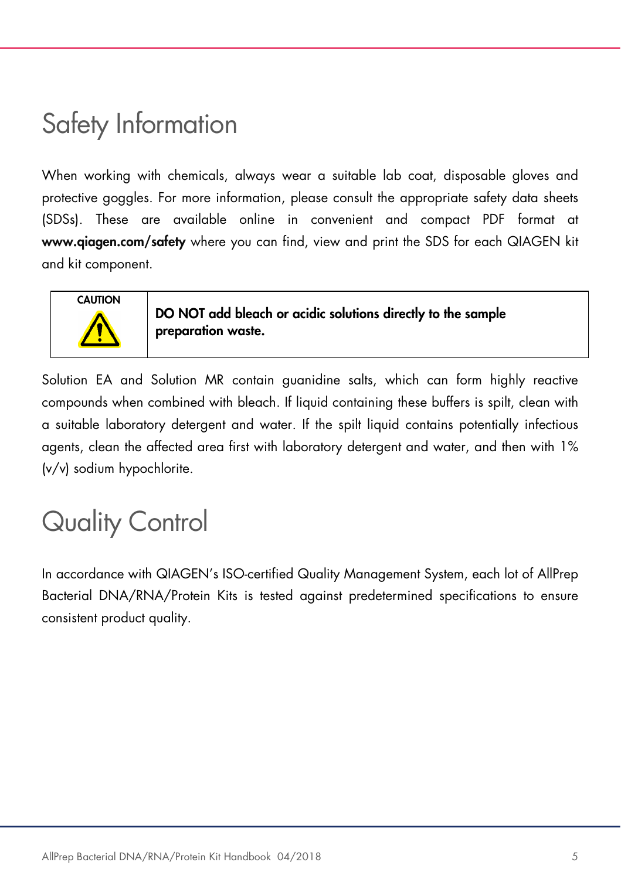# Safety Information

When working with chemicals, always wear a suitable lab coat, disposable gloves and protective goggles. For more information, please consult the appropriate safety data sheets (SDSs). These are available online in convenient and compact PDF format at **www.qiagen.com/safety** where you can find, view and print the SDS for each QIAGEN kit and kit component.

| CAUTION | **DO NOT add bleach or acidic solutions directly to the sample preparation waste.** |
|---|---|

Solution EA and Solution MR contain guanidine salts, which can form highly reactive compounds when combined with bleach. If liquid containing these buffers is spilt, clean with a suitable laboratory detergent and water. If the spilt liquid contains potentially infectious agents, clean the affected area first with laboratory detergent and water, and then with 1% (v/v) sodium hypochlorite.

# Quality Control

In accordance with QIAGEN's ISO-certified Quality Management System, each lot of AllPrep Bacterial DNA/RNA/Protein Kits is tested against predetermined specifications to ensure consistent product quality.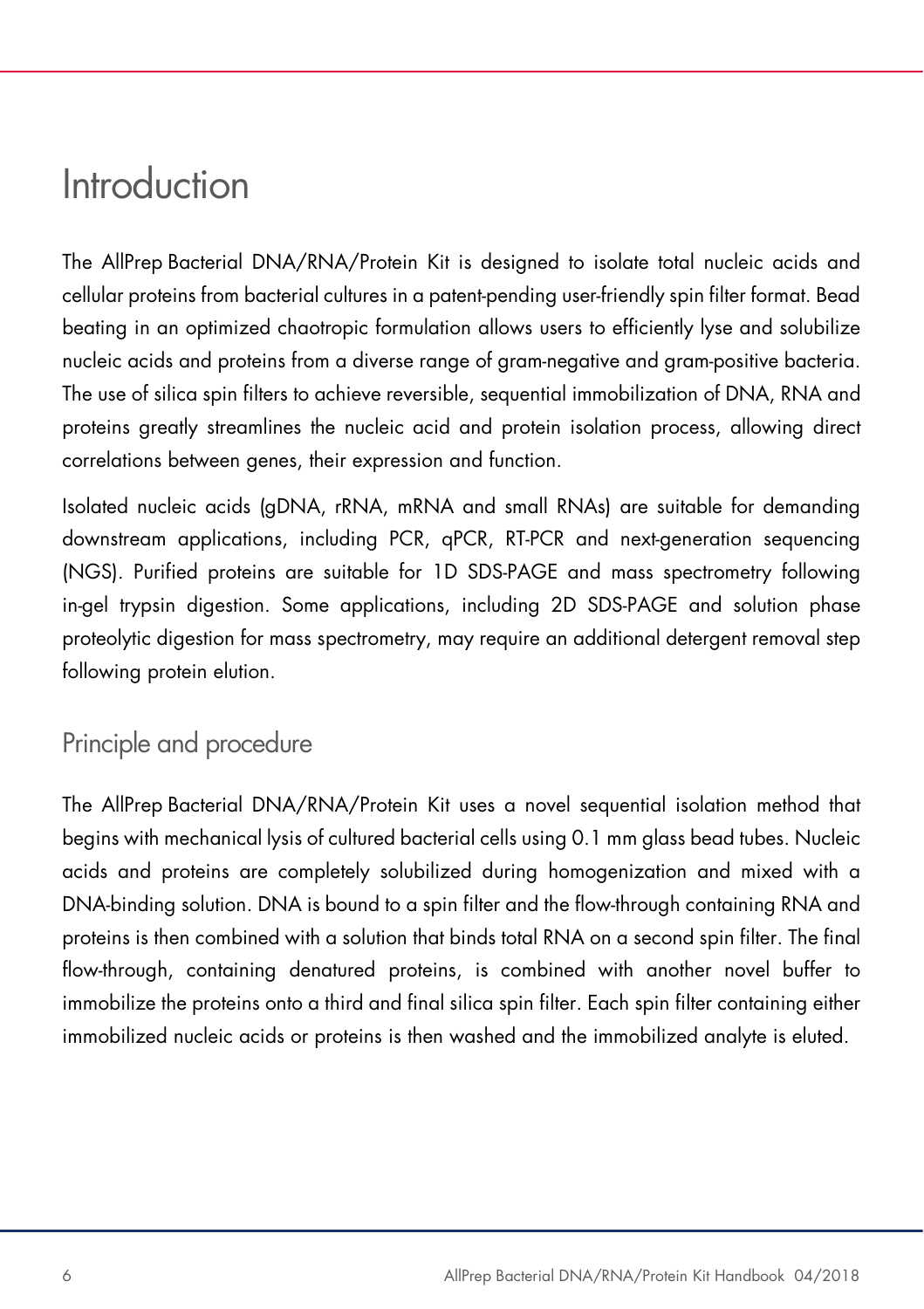# Introduction

The AllPrep Bacterial DNA/RNA/Protein Kit is designed to isolate total nucleic acids and cellular proteins from bacterial cultures in a patent-pending user-friendly spin filter format. Bead beating in an optimized chaotropic formulation allows users to efficiently lyse and solubilize nucleic acids and proteins from a diverse range of gram-negative and gram-positive bacteria. The use of silica spin filters to achieve reversible, sequential immobilization of DNA, RNA and proteins greatly streamlines the nucleic acid and protein isolation process, allowing direct correlations between genes, their expression and function.

Isolated nucleic acids (gDNA, rRNA, mRNA and small RNAs) are suitable for demanding downstream applications, including PCR, qPCR, RT-PCR and next-generation sequencing (NGS). Purified proteins are suitable for 1D SDS-PAGE and mass spectrometry following in-gel trypsin digestion. Some applications, including 2D SDS-PAGE and solution phase proteolytic digestion for mass spectrometry, may require an additional detergent removal step following protein elution.

## Principle and procedure

The AllPrep Bacterial DNA/RNA/Protein Kit uses a novel sequential isolation method that begins with mechanical lysis of cultured bacterial cells using 0.1 mm glass bead tubes. Nucleic acids and proteins are completely solubilized during homogenization and mixed with a DNA-binding solution. DNA is bound to a spin filter and the flow-through containing RNA and proteins is then combined with a solution that binds total RNA on a second spin filter. The final flow-through, containing denatured proteins, is combined with another novel buffer to immobilize the proteins onto a third and final silica spin filter. Each spin filter containing either immobilized nucleic acids or proteins is then washed and the immobilized analyte is eluted.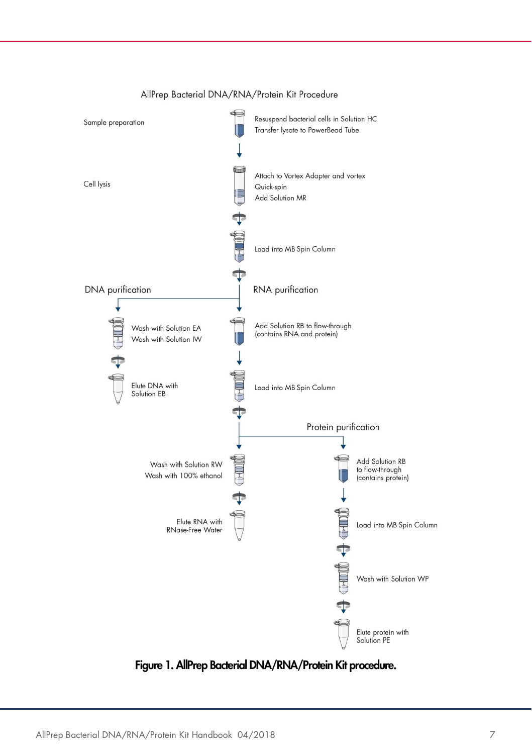AllPrep Bacterial DNA/RNA/Protein Kit Procedure

**Sample preparation**

- Resuspend bacterial cells in Solution HC
- Transfer lysate to PowerBead Tube

**Cell lysis**

- Attach to Vortex Adapter and vortex
- Quick-spin
- Add Solution MR
- Load into MB Spin Column

**DNA purification**

- Wash with Solution EA
- Wash with Solution IW
- Elute DNA with Solution EB

**RNA purification**

- Add Solution RB to flow-through (contains RNA and protein)
- Load into MB Spin Column
- Wash with Solution RW
- Wash with 100% ethanol
- Elute RNA with RNase-Free Water

**Protein purification**

- Add Solution RB to flow-through (contains protein)
- Load into MB Spin Column
- Wash with Solution WP
- Elute protein with Solution PE

**Figure 1. AllPrep Bacterial DNA/RNA/Protein Kit procedure.**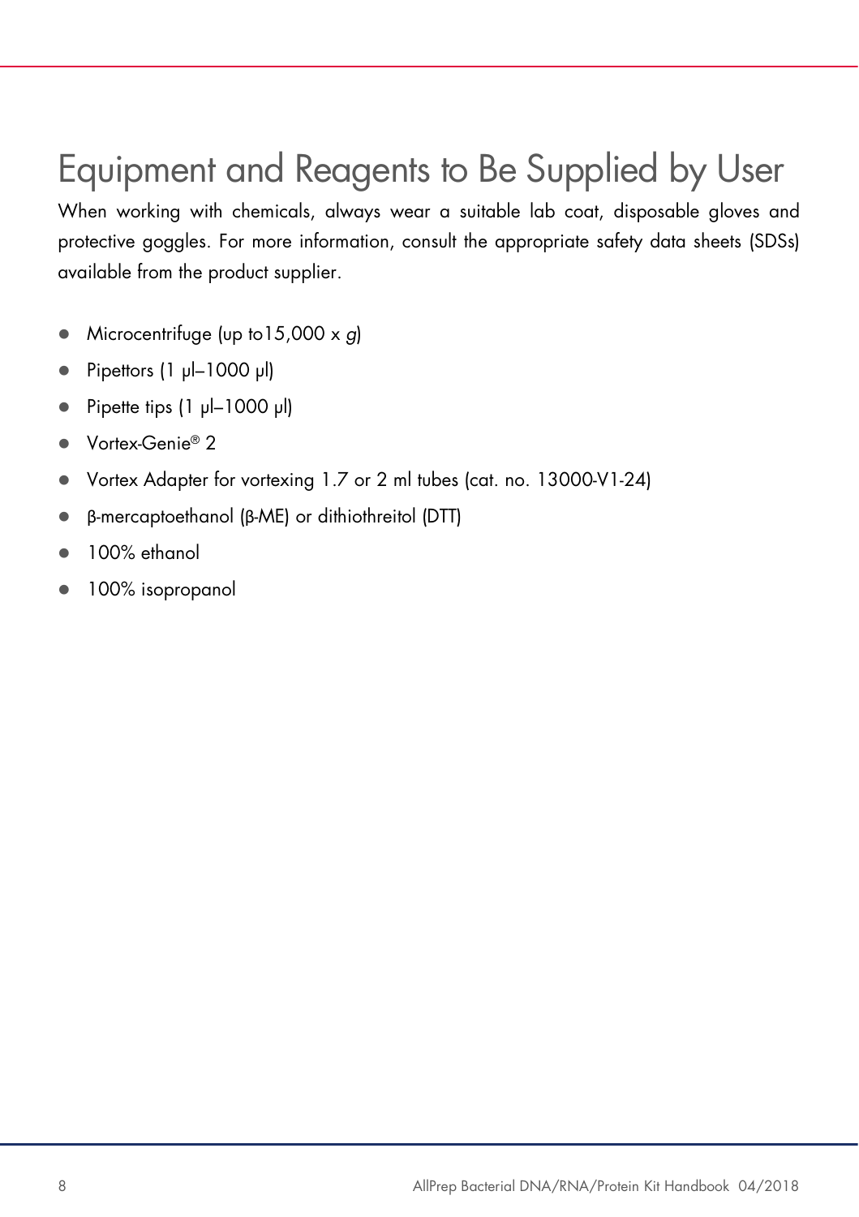# Equipment and Reagents to Be Supplied by User

When working with chemicals, always wear a suitable lab coat, disposable gloves and protective goggles. For more information, consult the appropriate safety data sheets (SDSs) available from the product supplier.

- Microcentrifuge (up to15,000 x *g*)
- Pipettors (1 µl–1000 µl)
- Pipette tips (1 µl–1000 µl)
- Vortex-Genie® 2
- Vortex Adapter for vortexing 1.7 or 2 ml tubes (cat. no. 13000-V1-24)
- β-mercaptoethanol (β-ME) or dithiothreitol (DTT)
- 100% ethanol
- 100% isopropanol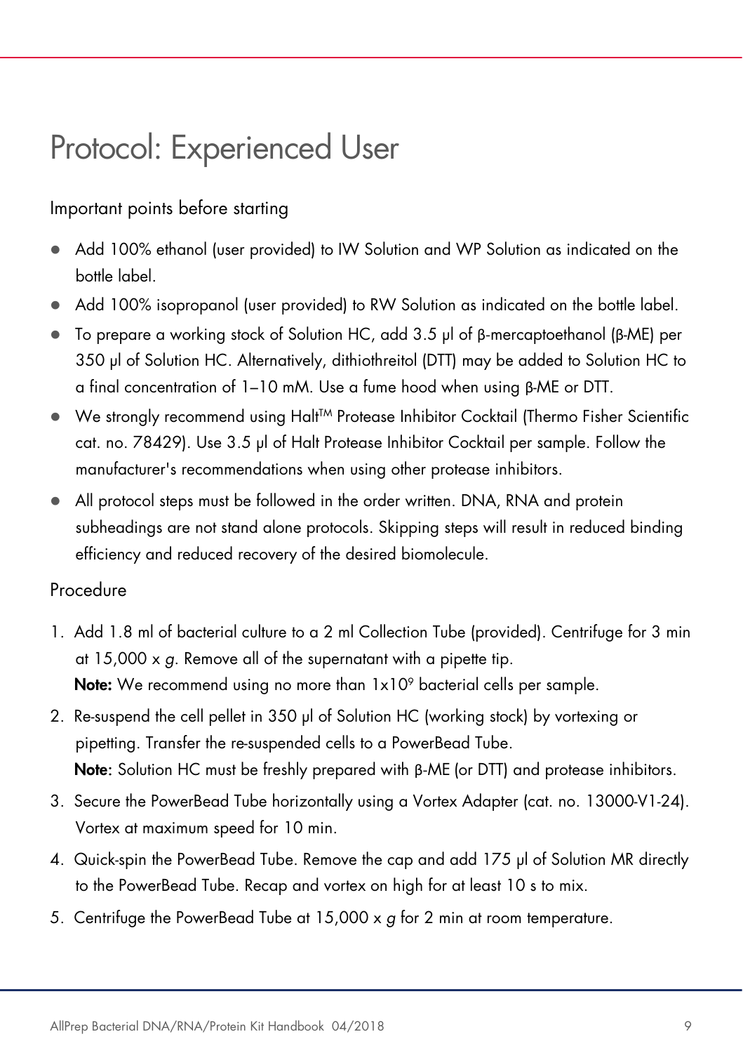# Protocol: Experienced User

## Important points before starting

- Add 100% ethanol (user provided) to IW Solution and WP Solution as indicated on the bottle label.
- Add 100% isopropanol (user provided) to RW Solution as indicated on the bottle label.
- To prepare a working stock of Solution HC, add 3.5 µl of β-mercaptoethanol (β-ME) per 350 µl of Solution HC. Alternatively, dithiothreitol (DTT) may be added to Solution HC to a final concentration of 1–10 mM. Use a fume hood when using β-ME or DTT.
- We strongly recommend using Halt™ Protease Inhibitor Cocktail (Thermo Fisher Scientific cat. no. 78429). Use 3.5 µl of Halt Protease Inhibitor Cocktail per sample. Follow the manufacturer's recommendations when using other protease inhibitors.
- All protocol steps must be followed in the order written. DNA, RNA and protein subheadings are not stand alone protocols. Skipping steps will result in reduced binding efficiency and reduced recovery of the desired biomolecule.

## Procedure

1. Add 1.8 ml of bacterial culture to a 2 ml Collection Tube (provided). Centrifuge for 3 min at 15,000 x *g*. Remove all of the supernatant with a pipette tip.
   **Note:** We recommend using no more than $1 \times 10^9$ bacterial cells per sample.
2. Re-suspend the cell pellet in 350 µl of Solution HC (working stock) by vortexing or pipetting. Transfer the re-suspended cells to a PowerBead Tube.
   **Note:** Solution HC must be freshly prepared with β-ME (or DTT) and protease inhibitors.
3. Secure the PowerBead Tube horizontally using a Vortex Adapter (cat. no. 13000-V1-24). Vortex at maximum speed for 10 min.
4. Quick-spin the PowerBead Tube. Remove the cap and add 175 µl of Solution MR directly to the PowerBead Tube. Recap and vortex on high for at least 10 s to mix.
5. Centrifuge the PowerBead Tube at 15,000 x *g* for 2 min at room temperature.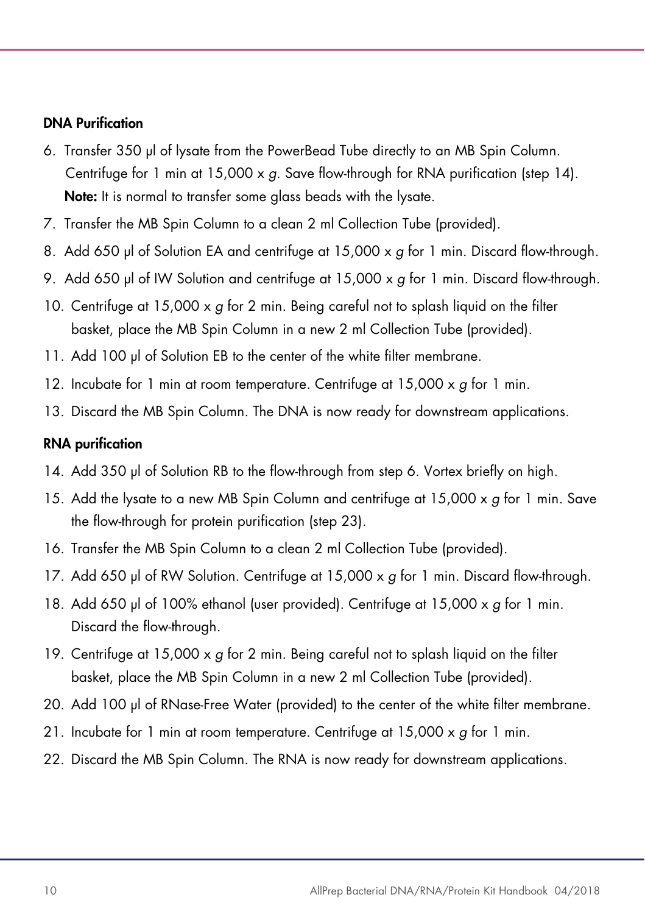### DNA Purification

6. Transfer 350 µl of lysate from the PowerBead Tube directly to an MB Spin Column. Centrifuge for 1 min at 15,000 x *g*. Save flow-through for RNA purification (step 14).
   **Note:** It is normal to transfer some glass beads with the lysate.
7. Transfer the MB Spin Column to a clean 2 ml Collection Tube (provided).
8. Add 650 µl of Solution EA and centrifuge at 15,000 x *g* for 1 min. Discard flow-through.
9. Add 650 µl of IW Solution and centrifuge at 15,000 x *g* for 1 min. Discard flow-through.
10. Centrifuge at 15,000 x *g* for 2 min. Being careful not to splash liquid on the filter basket, place the MB Spin Column in a new 2 ml Collection Tube (provided).
11. Add 100 µl of Solution EB to the center of the white filter membrane.
12. Incubate for 1 min at room temperature. Centrifuge at 15,000 x *g* for 1 min.
13. Discard the MB Spin Column. The DNA is now ready for downstream applications.

### RNA purification

14. Add 350 µl of Solution RB to the flow-through from step 6. Vortex briefly on high.
15. Add the lysate to a new MB Spin Column and centrifuge at 15,000 x *g* for 1 min. Save the flow-through for protein purification (step 23).
16. Transfer the MB Spin Column to a clean 2 ml Collection Tube (provided).
17. Add 650 µl of RW Solution. Centrifuge at 15,000 x *g* for 1 min. Discard flow-through.
18. Add 650 µl of 100% ethanol (user provided). Centrifuge at 15,000 x *g* for 1 min. Discard the flow-through.
19. Centrifuge at 15,000 x *g* for 2 min. Being careful not to splash liquid on the filter basket, place the MB Spin Column in a new 2 ml Collection Tube (provided).
20. Add 100 µl of RNase-Free Water (provided) to the center of the white filter membrane.
21. Incubate for 1 min at room temperature. Centrifuge at 15,000 x *g* for 1 min.
22. Discard the MB Spin Column. The RNA is now ready for downstream applications.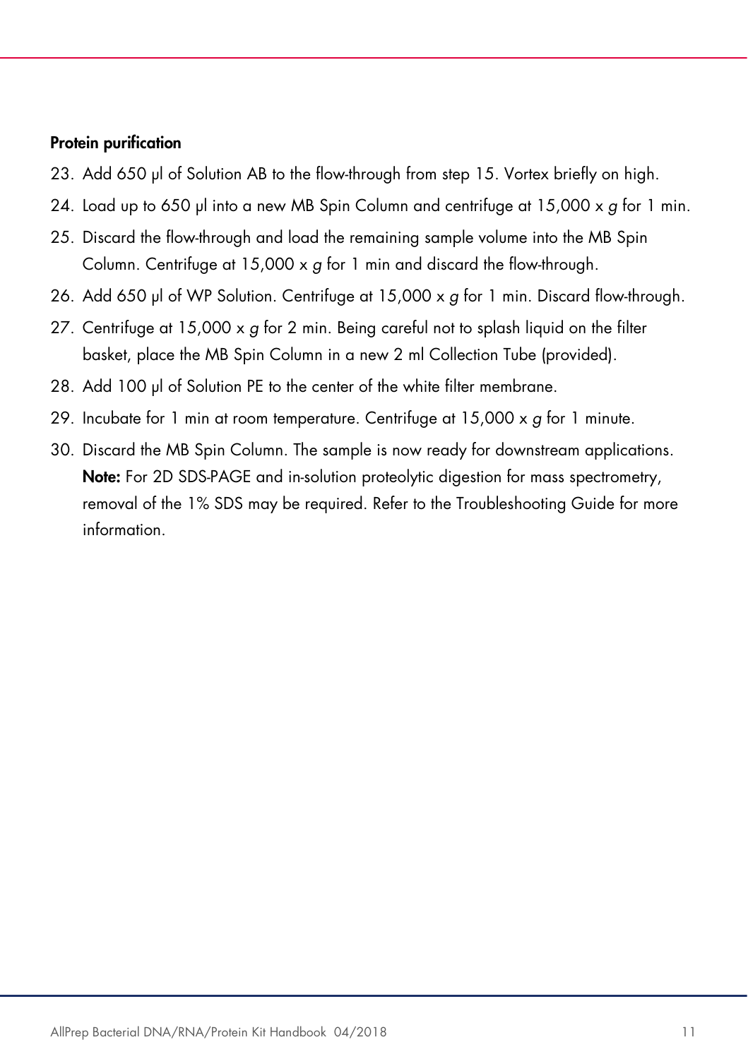**Protein purification**

23. Add 650 µl of Solution AB to the flow-through from step 15. Vortex briefly on high.
24. Load up to 650 µl into a new MB Spin Column and centrifuge at 15,000 x *g* for 1 min.
25. Discard the flow-through and load the remaining sample volume into the MB Spin Column. Centrifuge at 15,000 x *g* for 1 min and discard the flow-through.
26. Add 650 µl of WP Solution. Centrifuge at 15,000 x *g* for 1 min. Discard flow-through.
27. Centrifuge at 15,000 x *g* for 2 min. Being careful not to splash liquid on the filter basket, place the MB Spin Column in a new 2 ml Collection Tube (provided).
28. Add 100 µl of Solution PE to the center of the white filter membrane.
29. Incubate for 1 min at room temperature. Centrifuge at 15,000 x *g* for 1 minute.
30. Discard the MB Spin Column. The sample is now ready for downstream applications.
    **Note:** For 2D SDS-PAGE and in-solution proteolytic digestion for mass spectrometry, removal of the 1% SDS may be required. Refer to the Troubleshooting Guide for more information.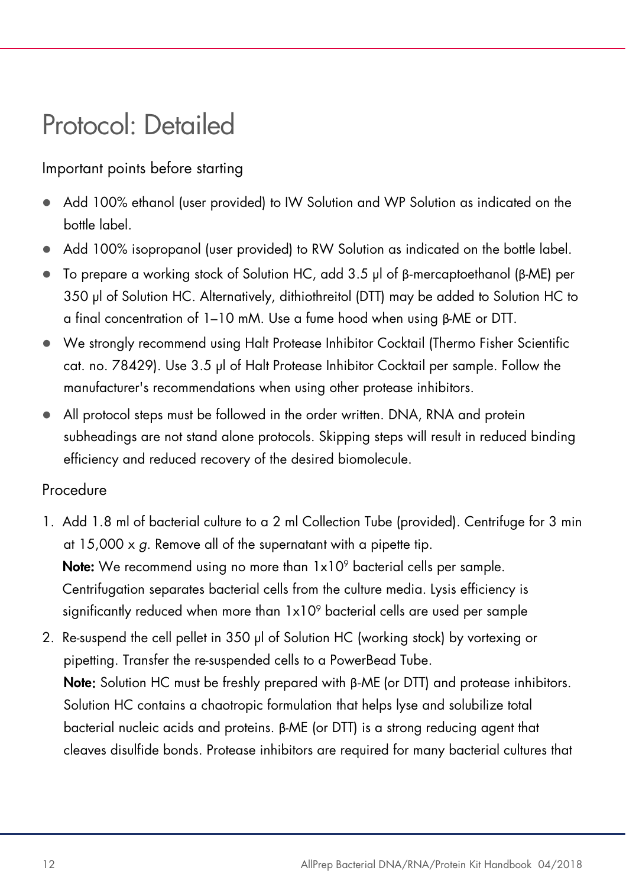# Protocol: Detailed

## Important points before starting

- Add 100% ethanol (user provided) to IW Solution and WP Solution as indicated on the bottle label.
- Add 100% isopropanol (user provided) to RW Solution as indicated on the bottle label.
- To prepare a working stock of Solution HC, add 3.5 µl of β-mercaptoethanol (β-ME) per 350 µl of Solution HC. Alternatively, dithiothreitol (DTT) may be added to Solution HC to a final concentration of 1–10 mM. Use a fume hood when using β-ME or DTT.
- We strongly recommend using Halt Protease Inhibitor Cocktail (Thermo Fisher Scientific cat. no. 78429). Use 3.5 µl of Halt Protease Inhibitor Cocktail per sample. Follow the manufacturer's recommendations when using other protease inhibitors.
- All protocol steps must be followed in the order written. DNA, RNA and protein subheadings are not stand alone protocols. Skipping steps will result in reduced binding efficiency and reduced recovery of the desired biomolecule.

## Procedure

1. Add 1.8 ml of bacterial culture to a 2 ml Collection Tube (provided). Centrifuge for 3 min at 15,000 x *g*. Remove all of the supernatant with a pipette tip.
   **Note:** We recommend using no more than $1x10^9$ bacterial cells per sample. Centrifugation separates bacterial cells from the culture media. Lysis efficiency is significantly reduced when more than $1x10^9$ bacterial cells are used per sample
2. Re-suspend the cell pellet in 350 µl of Solution HC (working stock) by vortexing or pipetting. Transfer the re-suspended cells to a PowerBead Tube.
   **Note:** Solution HC must be freshly prepared with β-ME (or DTT) and protease inhibitors. Solution HC contains a chaotropic formulation that helps lyse and solubilize total bacterial nucleic acids and proteins. β-ME (or DTT) is a strong reducing agent that cleaves disulfide bonds. Protease inhibitors are required for many bacterial cultures that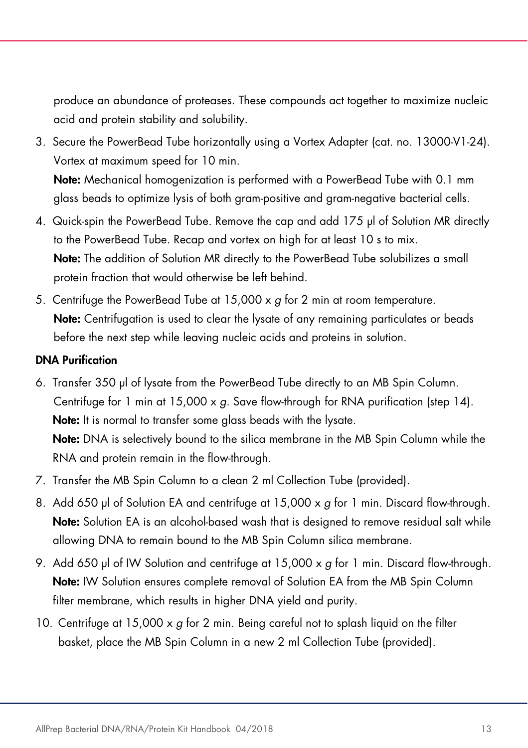produce an abundance of proteases. These compounds act together to maximize nucleic acid and protein stability and solubility.

3. Secure the PowerBead Tube horizontally using a Vortex Adapter (cat. no. 13000-V1-24). Vortex at maximum speed for 10 min.
   **Note:** Mechanical homogenization is performed with a PowerBead Tube with 0.1 mm glass beads to optimize lysis of both gram-positive and gram-negative bacterial cells.
4. Quick-spin the PowerBead Tube. Remove the cap and add 175 µl of Solution MR directly to the PowerBead Tube. Recap and vortex on high for at least 10 s to mix.
   **Note:** The addition of Solution MR directly to the PowerBead Tube solubilizes a small protein fraction that would otherwise be left behind.
5. Centrifuge the PowerBead Tube at 15,000 x *g* for 2 min at room temperature.
   **Note:** Centrifugation is used to clear the lysate of any remaining particulates or beads before the next step while leaving nucleic acids and proteins in solution.

**DNA Purification**

6. Transfer 350 µl of lysate from the PowerBead Tube directly to an MB Spin Column. Centrifuge for 1 min at 15,000 x *g*. Save flow-through for RNA purification (step 14).
   **Note:** It is normal to transfer some glass beads with the lysate.
   **Note:** DNA is selectively bound to the silica membrane in the MB Spin Column while the RNA and protein remain in the flow-through.
7. Transfer the MB Spin Column to a clean 2 ml Collection Tube (provided).
8. Add 650 µl of Solution EA and centrifuge at 15,000 x *g* for 1 min. Discard flow-through.
   **Note:** Solution EA is an alcohol-based wash that is designed to remove residual salt while allowing DNA to remain bound to the MB Spin Column silica membrane.
9. Add 650 µl of IW Solution and centrifuge at 15,000 x *g* for 1 min. Discard flow-through.
   **Note:** IW Solution ensures complete removal of Solution EA from the MB Spin Column filter membrane, which results in higher DNA yield and purity.
10. Centrifuge at 15,000 x *g* for 2 min. Being careful not to splash liquid on the filter basket, place the MB Spin Column in a new 2 ml Collection Tube (provided).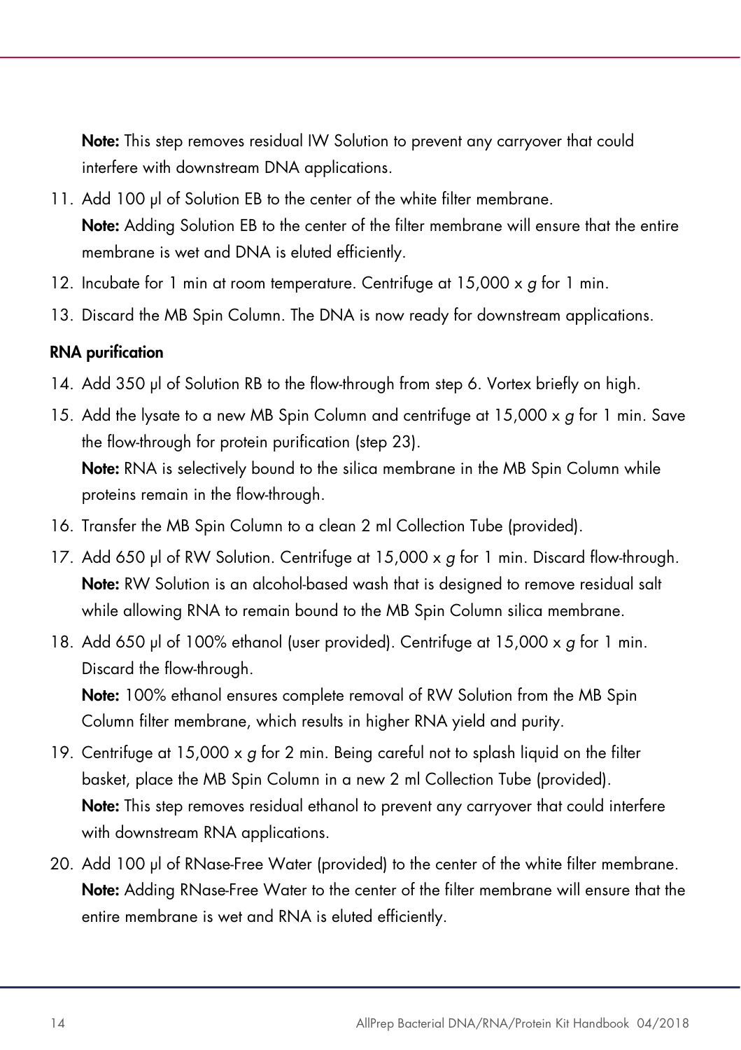**Note:** This step removes residual IW Solution to prevent any carryover that could interfere with downstream DNA applications.

11. Add 100 µl of Solution EB to the center of the white filter membrane.
    **Note:** Adding Solution EB to the center of the filter membrane will ensure that the entire membrane is wet and DNA is eluted efficiently.
12. Incubate for 1 min at room temperature. Centrifuge at 15,000 x *g* for 1 min.
13. Discard the MB Spin Column. The DNA is now ready for downstream applications.

**RNA purification**

14. Add 350 µl of Solution RB to the flow-through from step 6. Vortex briefly on high.
15. Add the lysate to a new MB Spin Column and centrifuge at 15,000 x *g* for 1 min. Save the flow-through for protein purification (step 23).
    **Note:** RNA is selectively bound to the silica membrane in the MB Spin Column while proteins remain in the flow-through.
16. Transfer the MB Spin Column to a clean 2 ml Collection Tube (provided).
17. Add 650 µl of RW Solution. Centrifuge at 15,000 x *g* for 1 min. Discard flow-through.
    **Note:** RW Solution is an alcohol-based wash that is designed to remove residual salt while allowing RNA to remain bound to the MB Spin Column silica membrane.
18. Add 650 µl of 100% ethanol (user provided). Centrifuge at 15,000 x *g* for 1 min. Discard the flow-through.
    **Note:** 100% ethanol ensures complete removal of RW Solution from the MB Spin Column filter membrane, which results in higher RNA yield and purity.
19. Centrifuge at 15,000 x *g* for 2 min. Being careful not to splash liquid on the filter basket, place the MB Spin Column in a new 2 ml Collection Tube (provided).
    **Note:** This step removes residual ethanol to prevent any carryover that could interfere with downstream RNA applications.
20. Add 100 µl of RNase-Free Water (provided) to the center of the white filter membrane.
    **Note:** Adding RNase-Free Water to the center of the filter membrane will ensure that the entire membrane is wet and RNA is eluted efficiently.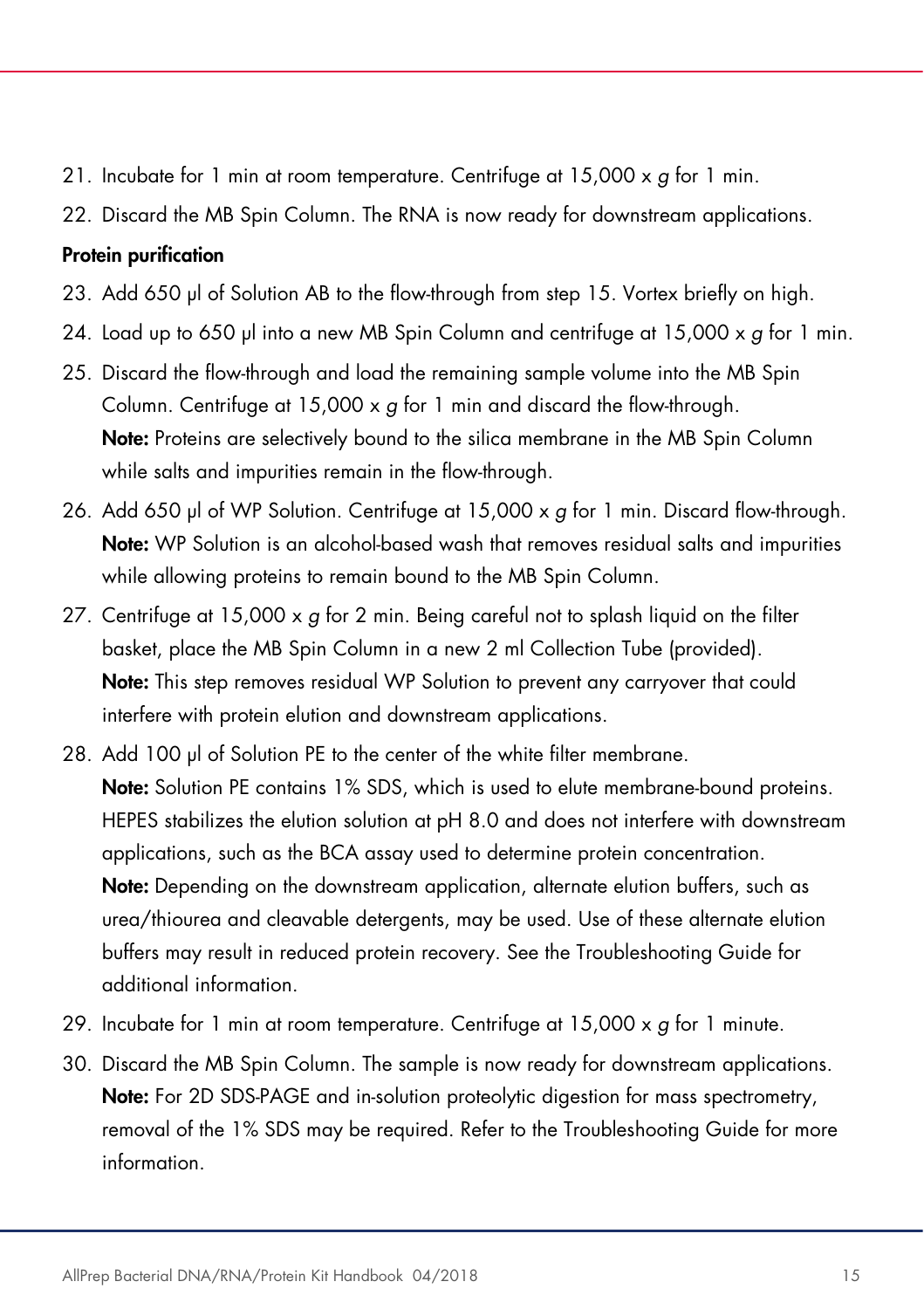21. Incubate for 1 min at room temperature. Centrifuge at 15,000 x *g* for 1 min.
22. Discard the MB Spin Column. The RNA is now ready for downstream applications.

**Protein purification**

23. Add 650 µl of Solution AB to the flow-through from step 15. Vortex briefly on high.
24. Load up to 650 µl into a new MB Spin Column and centrifuge at 15,000 x *g* for 1 min.
25. Discard the flow-through and load the remaining sample volume into the MB Spin Column. Centrifuge at 15,000 x *g* for 1 min and discard the flow-through.
    **Note:** Proteins are selectively bound to the silica membrane in the MB Spin Column while salts and impurities remain in the flow-through.
26. Add 650 µl of WP Solution. Centrifuge at 15,000 x *g* for 1 min. Discard flow-through.
    **Note:** WP Solution is an alcohol-based wash that removes residual salts and impurities while allowing proteins to remain bound to the MB Spin Column.
27. Centrifuge at 15,000 x *g* for 2 min. Being careful not to splash liquid on the filter basket, place the MB Spin Column in a new 2 ml Collection Tube (provided).
    **Note:** This step removes residual WP Solution to prevent any carryover that could interfere with protein elution and downstream applications.
28. Add 100 µl of Solution PE to the center of the white filter membrane.
    **Note:** Solution PE contains 1% SDS, which is used to elute membrane-bound proteins. HEPES stabilizes the elution solution at pH 8.0 and does not interfere with downstream applications, such as the BCA assay used to determine protein concentration.
    **Note:** Depending on the downstream application, alternate elution buffers, such as urea/thiourea and cleavable detergents, may be used. Use of these alternate elution buffers may result in reduced protein recovery. See the Troubleshooting Guide for additional information.
29. Incubate for 1 min at room temperature. Centrifuge at 15,000 x *g* for 1 minute.
30. Discard the MB Spin Column. The sample is now ready for downstream applications.
    **Note:** For 2D SDS-PAGE and in-solution proteolytic digestion for mass spectrometry, removal of the 1% SDS may be required. Refer to the Troubleshooting Guide for more information.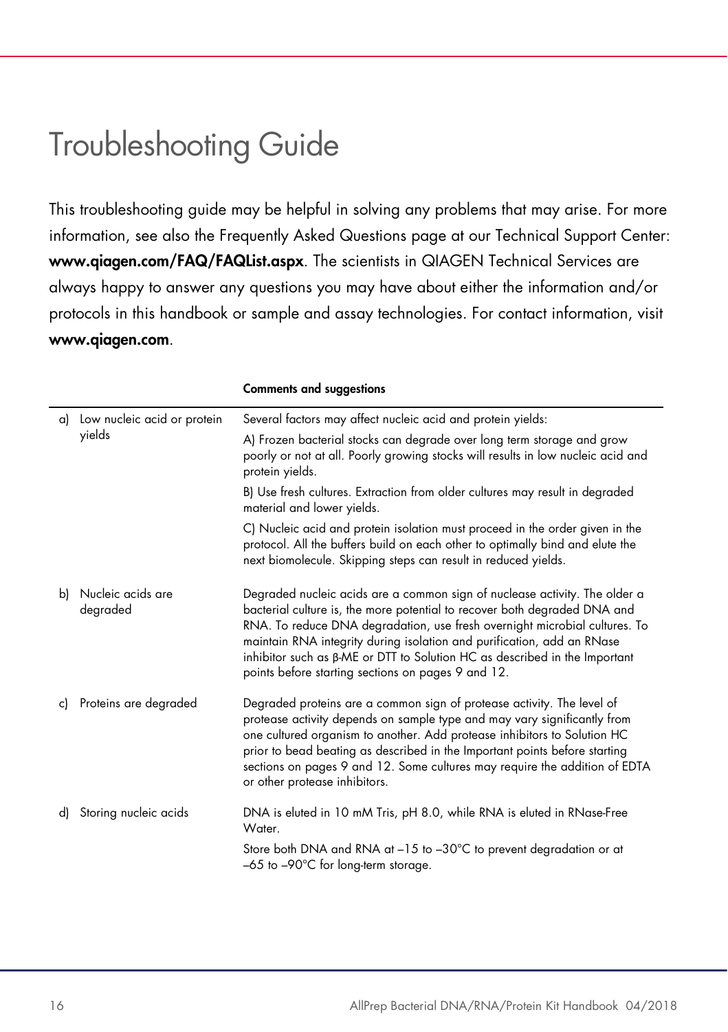# Troubleshooting Guide

This troubleshooting guide may be helpful in solving any problems that may arise. For more information, see also the Frequently Asked Questions page at our Technical Support Center: **www.qiagen.com/FAQ/FAQList.aspx**. The scientists in QIAGEN Technical Services are always happy to answer any questions you may have about either the information and/or protocols in this handbook or sample and assay technologies. For contact information, visit **www.qiagen.com**.

| | **Comments and suggestions** |
|---|---|
| a) Low nucleic acid or protein yields | Several factors may affect nucleic acid and protein yields:<br>A) Frozen bacterial stocks can degrade over long term storage and grow poorly or not at all. Poorly growing stocks will results in low nucleic acid and protein yields.<br>B) Use fresh cultures. Extraction from older cultures may result in degraded material and lower yields.<br>C) Nucleic acid and protein isolation must proceed in the order given in the protocol. All the buffers build on each other to optimally bind and elute the next biomolecule. Skipping steps can result in reduced yields. |
| b) Nucleic acids are degraded | Degraded nucleic acids are a common sign of nuclease activity. The older a bacterial culture is, the more potential to recover both degraded DNA and RNA. To reduce DNA degradation, use fresh overnight microbial cultures. To maintain RNA integrity during isolation and purification, add an RNase inhibitor such as β-ME or DTT to Solution HC as described in the Important points before starting sections on pages 9 and 12. |
| c) Proteins are degraded | Degraded proteins are a common sign of protease activity. The level of protease activity depends on sample type and may vary significantly from one cultured organism to another. Add protease inhibitors to Solution HC prior to bead beating as described in the Important points before starting sections on pages 9 and 12. Some cultures may require the addition of EDTA or other protease inhibitors. |
| d) Storing nucleic acids | DNA is eluted in 10 mM Tris, pH 8.0, while RNA is eluted in RNase-Free Water.<br>Store both DNA and RNA at –15 to –30°C to prevent degradation or at –65 to –90°C for long-term storage. |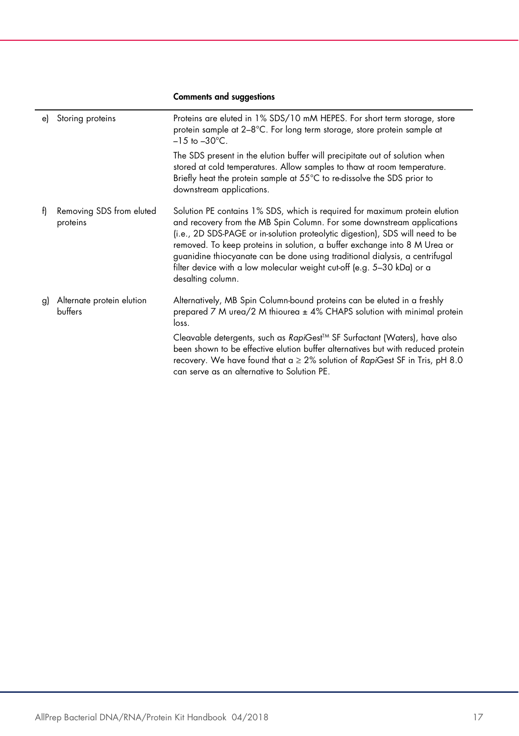| | Comments and suggestions |
|---|---|
| e) Storing proteins | Proteins are eluted in 1% SDS/10 mM HEPES. For short term storage, store protein sample at 2–8°C. For long term storage, store protein sample at –15 to –30°C.<br><br>The SDS present in the elution buffer will precipitate out of solution when stored at cold temperatures. Allow samples to thaw at room temperature. Briefly heat the protein sample at 55°C to re-dissolve the SDS prior to downstream applications. |
| f) Removing SDS from eluted proteins | Solution PE contains 1% SDS, which is required for maximum protein elution and recovery from the MB Spin Column. For some downstream applications (i.e., 2D SDS-PAGE or in-solution proteolytic digestion), SDS will need to be removed. To keep proteins in solution, a buffer exchange into 8 M Urea or guanidine thiocyanate can be done using traditional dialysis, a centrifugal filter device with a low molecular weight cut-off (e.g. 5–30 kDa) or a desalting column. |
| g) Alternate protein elution buffers | Alternatively, MB Spin Column-bound proteins can be eluted in a freshly prepared 7 M urea/2 M thiourea ± 4% CHAPS solution with minimal protein loss.<br><br>Cleavable detergents, such as *Rapi*Gest™ SF Surfactant (Waters), have also been shown to be effective elution buffer alternatives but with reduced protein recovery. We have found that a ≥ 2% solution of *Rapi*Gest SF in Tris, pH 8.0 can serve as an alternative to Solution PE. |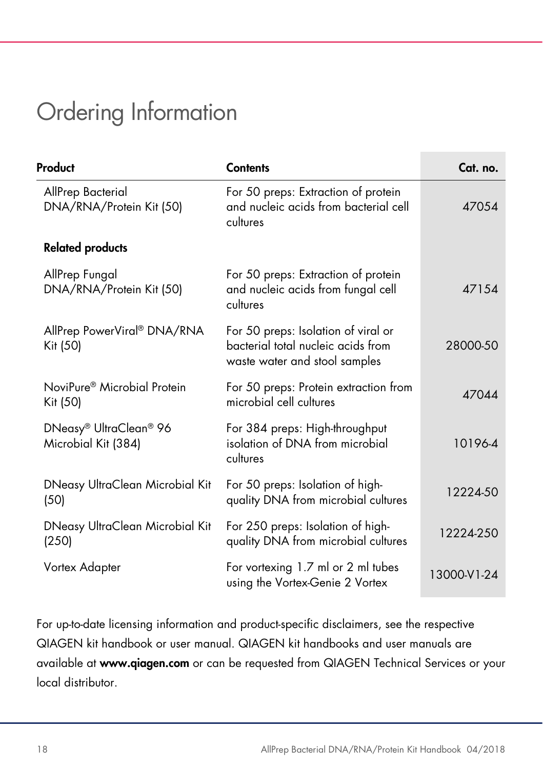# Ordering Information

| Product | Contents | Cat. no. |
|---|---|---|
| AllPrep Bacterial DNA/RNA/Protein Kit (50) | For 50 preps: Extraction of protein and nucleic acids from bacterial cell cultures | 47054 |
| **Related products** | | |
| AllPrep Fungal DNA/RNA/Protein Kit (50) | For 50 preps: Extraction of protein and nucleic acids from fungal cell cultures | 47154 |
| AllPrep PowerViral® DNA/RNA Kit (50) | For 50 preps: Isolation of viral or bacterial total nucleic acids from waste water and stool samples | 28000-50 |
| NoviPure® Microbial Protein Kit (50) | For 50 preps: Protein extraction from microbial cell cultures | 47044 |
| DNeasy® UltraClean® 96 Microbial Kit (384) | For 384 preps: High-throughput isolation of DNA from microbial cultures | 10196-4 |
| DNeasy UltraClean Microbial Kit (50) | For 50 preps: Isolation of high-quality DNA from microbial cultures | 12224-50 |
| DNeasy UltraClean Microbial Kit (250) | For 250 preps: Isolation of high-quality DNA from microbial cultures | 12224-250 |
| Vortex Adapter | For vortexing 1.7 ml or 2 ml tubes using the Vortex-Genie 2 Vortex | 13000-V1-24 |

For up-to-date licensing information and product-specific disclaimers, see the respective QIAGEN kit handbook or user manual. QIAGEN kit handbooks and user manuals are available at **www.qiagen.com** or can be requested from QIAGEN Technical Services or your local distributor.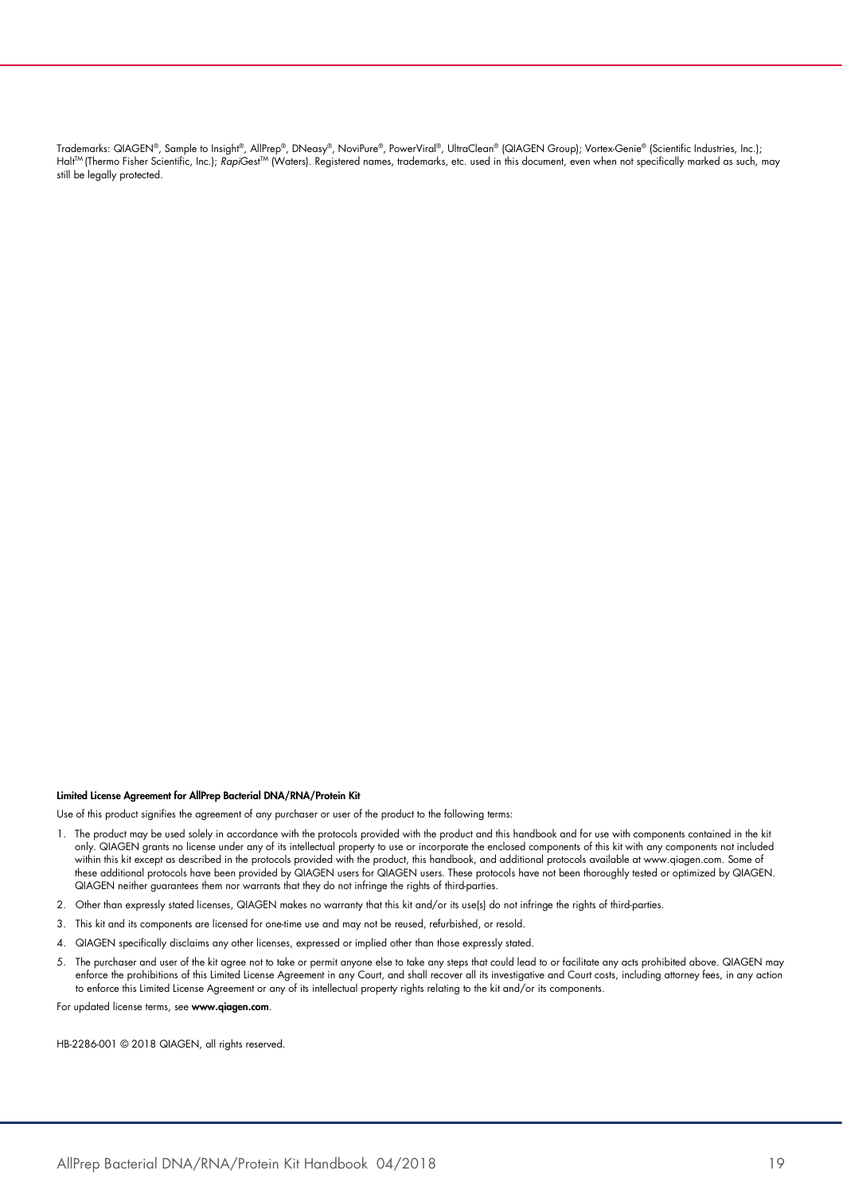Trademarks: QIAGEN®, Sample to Insight®, AllPrep®, DNeasy®, NoviPure®, PowerViral®, UltraClean® (QIAGEN Group); Vortex-Genie® (Scientific Industries, Inc.); Halt™ (Thermo Fisher Scientific, Inc.); *Rapi*Gest™ (Waters). Registered names, trademarks, etc. used in this document, even when not specifically marked as such, may still be legally protected.

**Limited License Agreement for AllPrep Bacterial DNA/RNA/Protein Kit**

Use of this product signifies the agreement of any purchaser or user of the product to the following terms:

1. The product may be used solely in accordance with the protocols provided with the product and this handbook and for use with components contained in the kit only. QIAGEN grants no license under any of its intellectual property to use or incorporate the enclosed components of this kit with any components not included within this kit except as described in the protocols provided with the product, this handbook, and additional protocols available at www.qiagen.com. Some of these additional protocols have been provided by QIAGEN users for QIAGEN users. These protocols have not been thoroughly tested or optimized by QIAGEN. QIAGEN neither guarantees them nor warrants that they do not infringe the rights of third-parties.
2. Other than expressly stated licenses, QIAGEN makes no warranty that this kit and/or its use(s) do not infringe the rights of third-parties.
3. This kit and its components are licensed for one-time use and may not be reused, refurbished, or resold.
4. QIAGEN specifically disclaims any other licenses, expressed or implied other than those expressly stated.
5. The purchaser and user of the kit agree not to take or permit anyone else to take any steps that could lead to or facilitate any acts prohibited above. QIAGEN may enforce the prohibitions of this Limited License Agreement in any Court, and shall recover all its investigative and Court costs, including attorney fees, in any action to enforce this Limited License Agreement or any of its intellectual property rights relating to the kit and/or its components.

For updated license terms, see **www.qiagen.com**.

HB-2286-001 © 2018 QIAGEN, all rights reserved.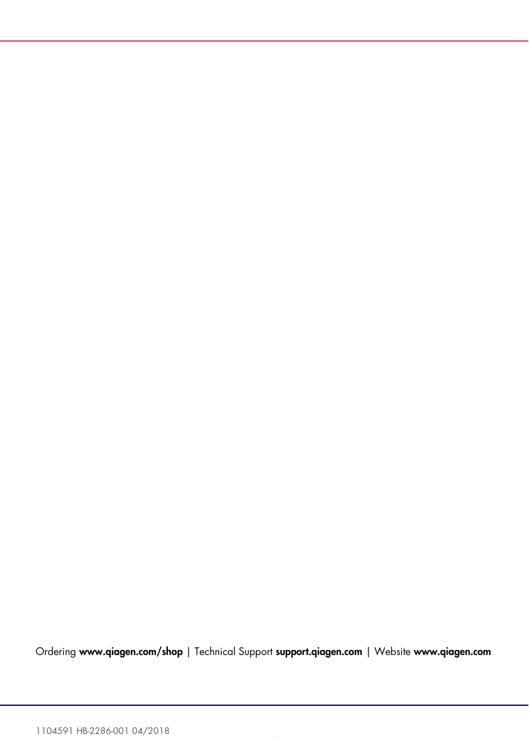Ordering **www.qiagen.com/shop** | Technical Support **support.qiagen.com** | Website **www.qiagen.com**

1104591 HB-2286-001 04/2018